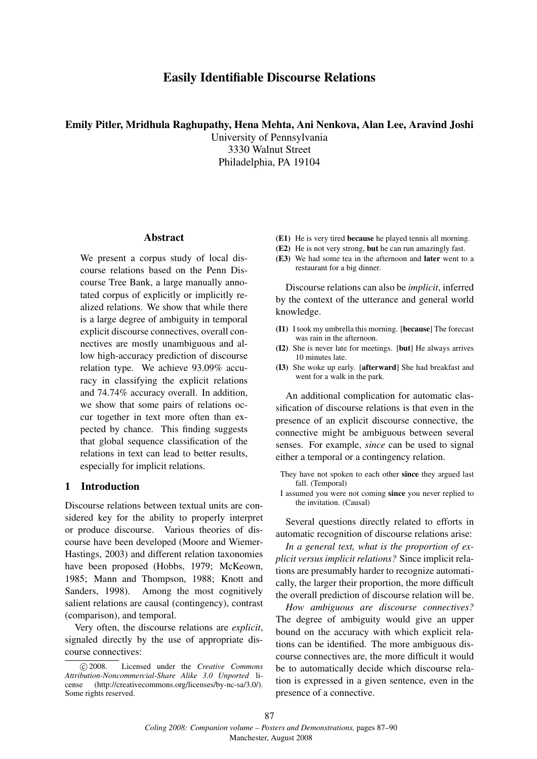# Easily Identifiable Discourse Relations

**Emily Pitler, Mridhula Raghupathy, Hena Mehta, Ani Nenkova, Alan Lee, Aravind Joshi**

University of Pennsylvania
3330 Walnut Street
Philadelphia, PA 19104

## Abstract

We present a corpus study of local discourse relations based on the Penn Discourse Tree Bank, a large manually annotated corpus of explicitly or implicitly realized relations. We show that while there is a large degree of ambiguity in temporal explicit discourse connectives, overall connectives are mostly unambiguous and allow high-accuracy prediction of discourse relation type. We achieve 93.09% accuracy in classifying the explicit relations and 74.74% accuracy overall. In addition, we show that some pairs of relations occur together in text more often than expected by chance. This finding suggests that global sequence classification of the relations in text can lead to better results, especially for implicit relations.

## 1 Introduction

Discourse relations between textual units are considered key for the ability to properly interpret or produce discourse. Various theories of discourse have been developed (Moore and Wiemer-Hastings, 2003) and different relation taxonomies have been proposed (Hobbs, 1979; McKeown, 1985; Mann and Thompson, 1988; Knott and Sanders, 1998). Among the most cognitively salient relations are causal (contingency), contrast (comparison), and temporal.

Very often, the discourse relations are *explicit*, signaled directly by the use of appropriate discourse connectives:

**(E1)** He is very tired **because** he played tennis all morning.
**(E2)** He is not very strong, **but** he can run amazingly fast.
**(E3)** We had some tea in the afternoon and **later** went to a restaurant for a big dinner.

Discourse relations can also be *implicit*, inferred by the context of the utterance and general world knowledge.

**(I1)** I took my umbrella this morning. [**because**] The forecast was rain in the afternoon.
**(I2)** She is never late for meetings. [**but**] He always arrives 10 minutes late.
**(I3)** She woke up early. [**afterward**] She had breakfast and went for a walk in the park.

An additional complication for automatic classification of discourse relations is that even in the presence of an explicit discourse connective, the connective might be ambiguous between several senses. For example, *since* can be used to signal either a temporal or a contingency relation.

They have not spoken to each other **since** they argued last fall. (Temporal)
I assumed you were not coming **since** you never replied to the invitation. (Causal)

Several questions directly related to efforts in automatic recognition of discourse relations arise:

*In a general text, what is the proportion of explicit versus implicit relations?* Since implicit relations are presumably harder to recognize automatically, the larger their proportion, the more difficult the overall prediction of discourse relation will be.

*How ambiguous are discourse connectives?* The degree of ambiguity would give an upper bound on the accuracy with which explicit relations can be identified. The more ambiguous discourse connectives are, the more difficult it would be to automatically decide which discourse relation is expressed in a given sentence, even in the presence of a connective.

© 2008. Licensed under the *Creative Commons Attribution-Noncommercial-Share Alike 3.0 Unported* license (http://creativecommons.org/licenses/by-nc-sa/3.0/). Some rights reserved.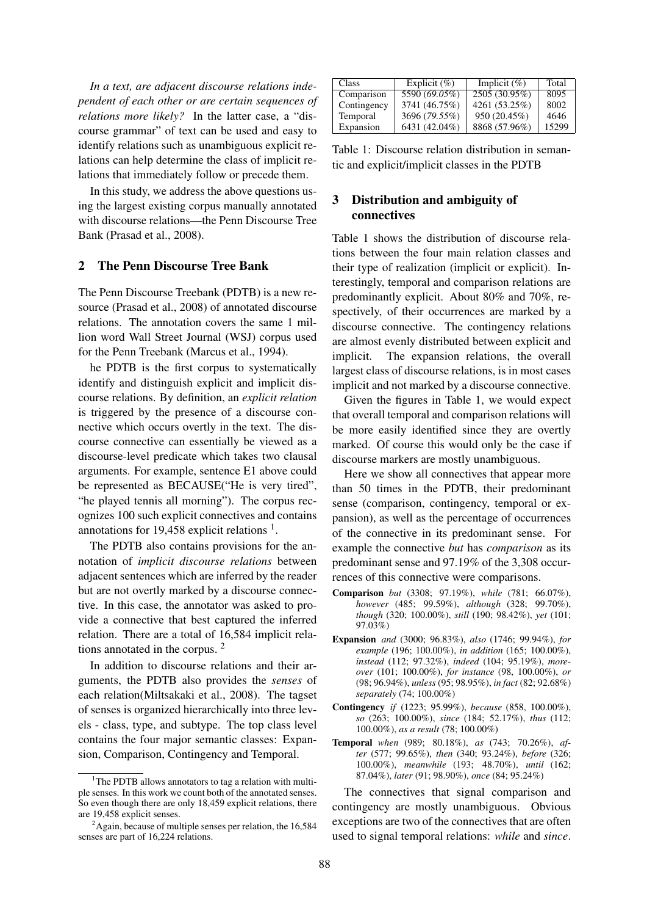*In a text, are adjacent discourse relations independent of each other or are certain sequences of relations more likely?* In the latter case, a "discourse grammar" of text can be used and easy to identify relations such as unambiguous explicit relations can help determine the class of implicit relations that immediately follow or precede them.

In this study, we address the above questions using the largest existing corpus manually annotated with discourse relations—the Penn Discourse Tree Bank (Prasad et al., 2008).

## 2 The Penn Discourse Tree Bank

The Penn Discourse Treebank (PDTB) is a new resource (Prasad et al., 2008) of annotated discourse relations. The annotation covers the same 1 million word Wall Street Journal (WSJ) corpus used for the Penn Treebank (Marcus et al., 1994).

he PDTB is the first corpus to systematically identify and distinguish explicit and implicit discourse relations. By definition, an *explicit relation* is triggered by the presence of a discourse connective which occurs overtly in the text. The discourse connective can essentially be viewed as a discourse-level predicate which takes two clausal arguments. For example, sentence E1 above could be represented as BECAUSE("He is very tired", "he played tennis all morning"). The corpus recognizes 100 such explicit connectives and contains annotations for 19,458 explicit relations [1].

The PDTB also contains provisions for the annotation of *implicit discourse relations* between adjacent sentences which are inferred by the reader but are not overtly marked by a discourse connective. In this case, the annotator was asked to provide a connective that best captured the inferred relation. There are a total of 16,584 implicit relations annotated in the corpus. [2]

In addition to discourse relations and their arguments, the PDTB also provides the *senses* of each relation(Miltsakaki et al., 2008). The tagset of senses is organized hierarchically into three levels - class, type, and subtype. The top class level contains the four major semantic classes: Expansion, Comparison, Contingency and Temporal.

[1] The PDTB allows annotators to tag a relation with multiple senses. In this work we count both of the annotated senses. So even though there are only 18,459 explicit relations, there are 19,458 explicit senses.

[2] Again, because of multiple senses per relation, the 16,584 senses are part of 16,224 relations.

| Class | Explicit (%) | Implicit (%) | Total |
|---|---|---|---|
| Comparison | 5590 (*69.05%*) | 2505 (30.95%) | 8095 |
| Contingency | 3741 (46.75%) | 4261 (53.25%) | 8002 |
| Temporal | 3696 (*79.55%*) | 950 (20.45%) | 4646 |
| Expansion | 6431 (42.04%) | 8868 (57.96%) | 15299 |

Table 1: Discourse relation distribution in semantic and explicit/implicit classes in the PDTB

## 3 Distribution and ambiguity of connectives

Table 1 shows the distribution of discourse relations between the four main relation classes and their type of realization (implicit or explicit). Interestingly, temporal and comparison relations are predominantly explicit. About 80% and 70%, respectively, of their occurrences are marked by a discourse connective. The contingency relations are almost evenly distributed between explicit and implicit. The expansion relations, the overall largest class of discourse relations, is in most cases implicit and not marked by a discourse connective.

Given the figures in Table 1, we would expect that overall temporal and comparison relations will be more easily identified since they are overtly marked. Of course this would only be the case if discourse markers are mostly unambiguous.

Here we show all connectives that appear more than 50 times in the PDTB, their predominant sense (comparison, contingency, temporal or expansion), as well as the percentage of occurrences of the connective in its predominant sense. For example the connective *but* has *comparison* as its predominant sense and 97.19% of the 3,308 occurrences of this connective were comparisons.

**Comparison** *but* (3308; 97.19%), *while* (781; 66.07%), *however* (485; 99.59%), *although* (328; 99.70%), *though* (320; 100.00%), *still* (190; 98.42%), *yet* (101; 97.03%)

**Expansion** *and* (3000; 96.83%), *also* (1746; 99.94%), *for example* (196; 100.00%), *in addition* (165; 100.00%), *instead* (112; 97.32%), *indeed* (104; 95.19%), *moreover* (101; 100.00%), *for instance* (98, 100.00%), *or* (98; 96.94%), *unless* (95; 98.95%), *in fact* (82; 92.68%) *separately* (74; 100.00%)

**Contingency** *if* (1223; 95.99%), *because* (858, 100.00%), *so* (263; 100.00%), *since* (184; 52.17%), *thus* (112; 100.00%), *as a result* (78; 100.00%)

**Temporal** *when* (989; 80.18%), *as* (743; 70.26%), *after* (577; 99.65%), *then* (340; 93.24%), *before* (326; 100.00%), *meanwhile* (193; 48.70%), *until* (162; 87.04%), *later* (91; 98.90%), *once* (84; 95.24%)

The connectives that signal comparison and contingency are mostly unambiguous. Obvious exceptions are two of the connectives that are often used to signal temporal relations: *while* and *since*.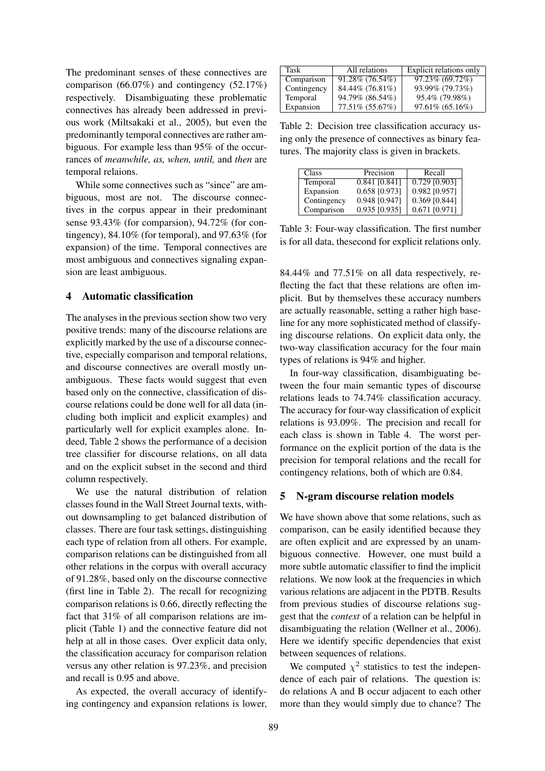The predominant senses of these connectives are comparison (66.07%) and contingency (52.17%) respectively. Disambiguating these problematic connectives has already been addressed in previous work (Miltsakaki et al., 2005), but even the predominantly temporal connectives are rather ambiguous. For example less than 95% of the occurrances of *meanwhile, as, when, until,* and *then* are temporal relaions.

While some connectives such as "since" are ambiguous, most are not. The discourse connectives in the corpus appear in their predominant sense 93.43% (for comparsion), 94.72% (for contingency), 84.10% (for temporal), and 97.63% (for expansion) of the time. Temporal connectives are most ambiguous and connectives signaling expansion are least ambiguous.

## 4 Automatic classification

The analyses in the previous section show two very positive trends: many of the discourse relations are explicitly marked by the use of a discourse connective, especially comparison and temporal relations, and discourse connectives are overall mostly unambiguous. These facts would suggest that even based only on the connective, classification of discourse relations could be done well for all data (including both implicit and explicit examples) and particularly well for explicit examples alone. Indeed, Table 2 shows the performance of a decision tree classifier for discourse relations, on all data and on the explicit subset in the second and third column respectively.

We use the natural distribution of relation classes found in the Wall Street Journal texts, without downsampling to get balanced distribution of classes. There are four task settings, distinguishing each type of relation from all others. For example, comparison relations can be distinguished from all other relations in the corpus with overall accuracy of 91.28%, based only on the discourse connective (first line in Table 2). The recall for recognizing comparison relations is 0.66, directly reflecting the fact that 31% of all comparison relations are implicit (Table 1) and the connective feature did not help at all in those cases. Over explicit data only, the classification accuracy for comparison relation versus any other relation is 97.23%, and precision and recall is 0.95 and above.

As expected, the overall accuracy of identifying contingency and expansion relations is lower, 84.44% and 77.51% on all data respectively, reflecting the fact that these relations are often implicit. But by themselves these accuracy numbers are actually reasonable, setting a rather high baseline for any more sophisticated method of classifying discourse relations. On explicit data only, the two-way classification accuracy for the four main types of relations is 94% and higher.

| Task | All relations | Explicit relations only |
|---|---|---|
| Comparison | 91.28% (76.54%) | 97.23% (69.72%) |
| Contingency | 84.44% (76.81%) | 93.99% (79.73%) |
| Temporal | 94.79% (86.54%) | 95.4% (79.98%) |
| Expansion | 77.51% (55.67%) | 97.61% (65.16%) |

Table 2: Decision tree classification accuracy using only the presence of connectives as binary features. The majority class is given in brackets.

| Class | Precision | Recall |
|---|---|---|
| Temporal | 0.841 [0.841] | 0.729 [0.903] |
| Expansion | 0.658 [0.973] | 0.982 [0.957] |
| Contingency | 0.948 [0.947] | 0.369 [0.844] |
| Comparison | 0.935 [0.935] | 0.671 [0.971] |

Table 3: Four-way classification. The first number is for all data, thesecond for explicit relations only.

In four-way classification, disambiguating between the four main semantic types of discourse relations leads to 74.74% classification accuracy. The accuracy for four-way classification of explicit relations is 93.09%. The precision and recall for each class is shown in Table 4. The worst performance on the explicit portion of the data is the precision for temporal relations and the recall for contingency relations, both of which are 0.84.

## 5 N-gram discourse relation models

We have shown above that some relations, such as comparison, can be easily identified because they are often explicit and are expressed by an unambiguous connective. However, one must build a more subtle automatic classifier to find the implicit relations. We now look at the frequencies in which various relations are adjacent in the PDTB. Results from previous studies of discourse relations suggest that the *context* of a relation can be helpful in disambiguating the relation (Wellner et al., 2006). Here we identify specific dependencies that exist between sequences of relations.

We computed $\chi^2$ statistics to test the independence of each pair of relations. The question is: do relations A and B occur adjacent to each other more than they would simply due to chance? The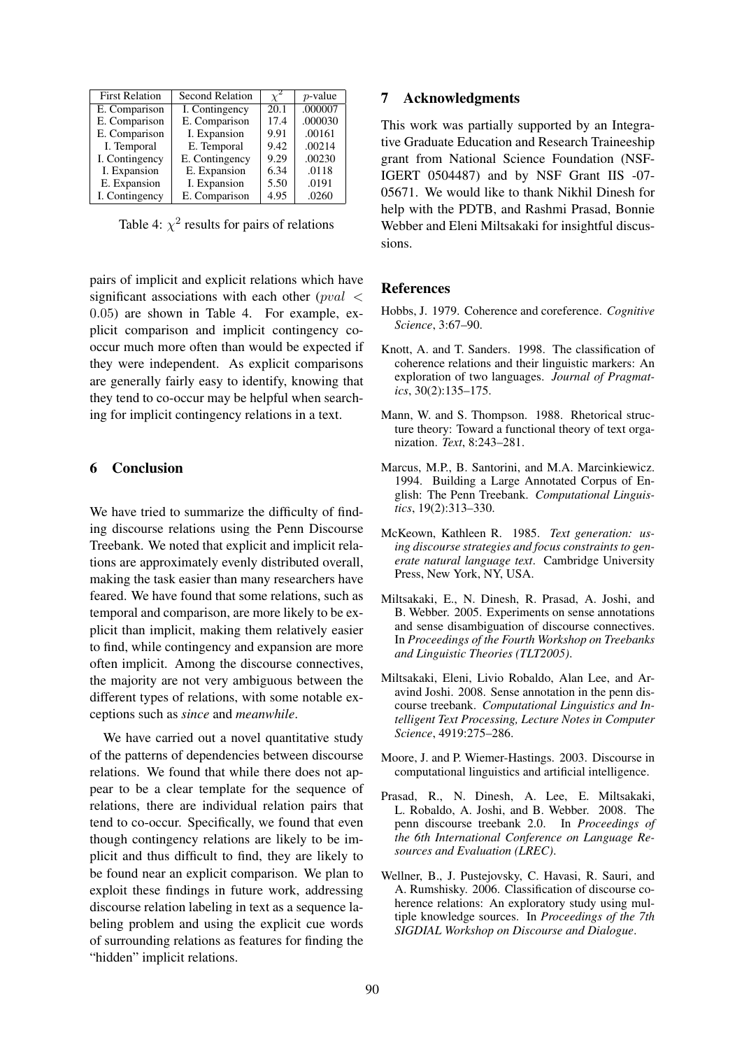| First Relation | Second Relation | $\chi^2$ | $p$-value |
|---|---|---|---|
| E. Comparison | I. Contingency | 20.1 | .000007 |
| E. Comparison | E. Comparison | 17.4 | .000030 |
| E. Comparison | I. Expansion | 9.91 | .00161 |
| I. Temporal | E. Temporal | 9.42 | .00214 |
| I. Contingency | E. Contingency | 9.29 | .00230 |
| I. Expansion | E. Expansion | 6.34 | .0118 |
| E. Expansion | I. Expansion | 5.50 | .0191 |
| I. Contingency | E. Comparison | 4.95 | .0260 |

Table 4: $\chi^2$ results for pairs of relations

pairs of implicit and explicit relations which have significant associations with each other ($pval < 0.05$) are shown in Table 4. For example, explicit comparison and implicit contingency co-occur much more often than would be expected if they were independent. As explicit comparisons are generally fairly easy to identify, knowing that they tend to co-occur may be helpful when searching for implicit contingency relations in a text.

## 6 Conclusion

We have tried to summarize the difficulty of finding discourse relations using the Penn Discourse Treebank. We noted that explicit and implicit relations are approximately evenly distributed overall, making the task easier than many researchers have feared. We have found that some relations, such as temporal and comparison, are more likely to be explicit than implicit, making them relatively easier to find, while contingency and expansion are more often implicit. Among the discourse connectives, the majority are not very ambiguous between the different types of relations, with some notable exceptions such as *since* and *meanwhile*.

We have carried out a novel quantitative study of the patterns of dependencies between discourse relations. We found that while there does not appear to be a clear template for the sequence of relations, there are individual relation pairs that tend to co-occur. Specifically, we found that even though contingency relations are likely to be implicit and thus difficult to find, they are likely to be found near an explicit comparison. We plan to exploit these findings in future work, addressing discourse relation labeling in text as a sequence labeling problem and using the explicit cue words of surrounding relations as features for finding the "hidden" implicit relations.

## 7 Acknowledgments

This work was partially supported by an Integrative Graduate Education and Research Traineeship grant from National Science Foundation (NSF-IGERT 0504487) and by NSF Grant IIS -07-05671. We would like to thank Nikhil Dinesh for help with the PDTB, and Rashmi Prasad, Bonnie Webber and Eleni Miltsakaki for insightful discussions.

## References

Hobbs, J. 1979. Coherence and coreference. *Cognitive Science*, 3:67–90.

Knott, A. and T. Sanders. 1998. The classification of coherence relations and their linguistic markers: An exploration of two languages. *Journal of Pragmatics*, 30(2):135–175.

Mann, W. and S. Thompson. 1988. Rhetorical structure theory: Toward a functional theory of text organization. *Text*, 8:243–281.

Marcus, M.P., B. Santorini, and M.A. Marcinkiewicz. 1994. Building a Large Annotated Corpus of English: The Penn Treebank. *Computational Linguistics*, 19(2):313–330.

McKeown, Kathleen R. 1985. *Text generation: using discourse strategies and focus constraints to generate natural language text*. Cambridge University Press, New York, NY, USA.

Miltsakaki, E., N. Dinesh, R. Prasad, A. Joshi, and B. Webber. 2005. Experiments on sense annotations and sense disambiguation of discourse connectives. In *Proceedings of the Fourth Workshop on Treebanks and Linguistic Theories (TLT2005)*.

Miltsakaki, Eleni, Livio Robaldo, Alan Lee, and Aravind Joshi. 2008. Sense annotation in the penn discourse treebank. *Computational Linguistics and Intelligent Text Processing, Lecture Notes in Computer Science*, 4919:275–286.

Moore, J. and P. Wiemer-Hastings. 2003. Discourse in computational linguistics and artificial intelligence.

Prasad, R., N. Dinesh, A. Lee, E. Miltsakaki, L. Robaldo, A. Joshi, and B. Webber. 2008. The penn discourse treebank 2.0. In *Proceedings of the 6th International Conference on Language Resources and Evaluation (LREC)*.

Wellner, B., J. Pustejovsky, C. Havasi, R. Sauri, and A. Rumshisky. 2006. Classification of discourse coherence relations: An exploratory study using multiple knowledge sources. In *Proceedings of the 7th SIGDIAL Workshop on Discourse and Dialogue*.